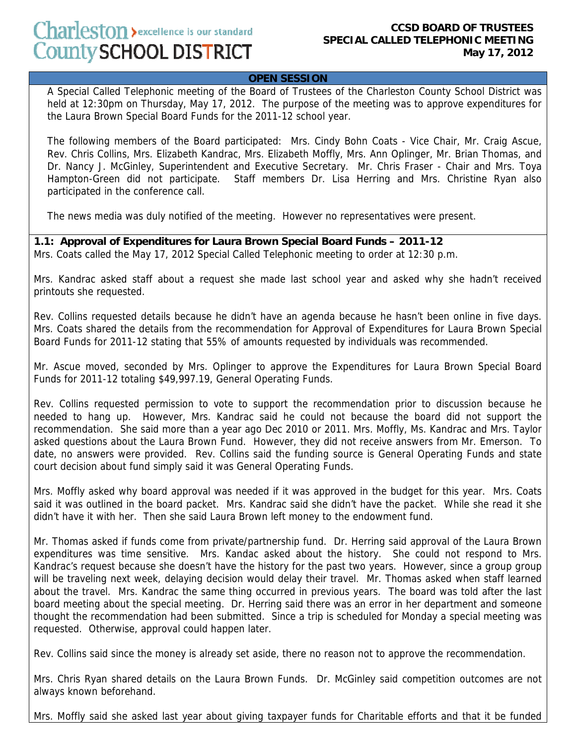# Charleston County SCHOOL DISTRICT

excellence is our standard

**CCSD BOARD OF TRUSTEES**
**SPECIAL CALLED TELEPHONIC MEETING**
**May 17, 2012**

## OPEN SESSION

A Special Called Telephonic meeting of the Board of Trustees of the Charleston County School District was held at 12:30pm on Thursday, May 17, 2012. The purpose of the meeting was to approve expenditures for the Laura Brown Special Board Funds for the 2011-12 school year.

The following members of the Board participated: Mrs. Cindy Bohn Coats - Vice Chair, Mr. Craig Ascue, Rev. Chris Collins, Mrs. Elizabeth Kandrac, Mrs. Elizabeth Moffly, Mrs. Ann Oplinger, Mr. Brian Thomas, and Dr. Nancy J. McGinley, Superintendent and Executive Secretary. Mr. Chris Fraser - Chair and Mrs. Toya Hampton-Green did not participate. Staff members Dr. Lisa Herring and Mrs. Christine Ryan also participated in the conference call.

The news media was duly notified of the meeting. However no representatives were present.

**1.1: Approval of Expenditures for Laura Brown Special Board Funds – 2011-12**

Mrs. Coats called the May 17, 2012 Special Called Telephonic meeting to order at 12:30 p.m.

Mrs. Kandrac asked staff about a request she made last school year and asked why she hadn't received printouts she requested.

Rev. Collins requested details because he didn't have an agenda because he hasn't been online in five days. Mrs. Coats shared the details from the recommendation for Approval of Expenditures for Laura Brown Special Board Funds for 2011-12 stating that 55% of amounts requested by individuals was recommended.

Mr. Ascue moved, seconded by Mrs. Oplinger to approve the Expenditures for Laura Brown Special Board Funds for 2011-12 totaling $49,997.19, General Operating Funds.

Rev. Collins requested permission to vote to support the recommendation prior to discussion because he needed to hang up. However, Mrs. Kandrac said he could not because the board did not support the recommendation. She said more than a year ago Dec 2010 or 2011. Mrs. Moffly, Ms. Kandrac and Mrs. Taylor asked questions about the Laura Brown Fund. However, they did not receive answers from Mr. Emerson. To date, no answers were provided. Rev. Collins said the funding source is General Operating Funds and state court decision about fund simply said it was General Operating Funds.

Mrs. Moffly asked why board approval was needed if it was approved in the budget for this year. Mrs. Coats said it was outlined in the board packet. Mrs. Kandrac said she didn't have the packet. While she read it she didn't have it with her. Then she said Laura Brown left money to the endowment fund.

Mr. Thomas asked if funds come from private/partnership fund. Dr. Herring said approval of the Laura Brown expenditures was time sensitive. Mrs. Kandac asked about the history. She could not respond to Mrs. Kandrac's request because she doesn't have the history for the past two years. However, since a group group will be traveling next week, delaying decision would delay their travel. Mr. Thomas asked when staff learned about the travel. Mrs. Kandrac the same thing occurred in previous years. The board was told after the last board meeting about the special meeting. Dr. Herring said there was an error in her department and someone thought the recommendation had been submitted. Since a trip is scheduled for Monday a special meeting was requested. Otherwise, approval could happen later.

Rev. Collins said since the money is already set aside, there no reason not to approve the recommendation.

Mrs. Chris Ryan shared details on the Laura Brown Funds. Dr. McGinley said competition outcomes are not always known beforehand.

Mrs. Moffly said she asked last year about giving taxpayer funds for Charitable efforts and that it be funded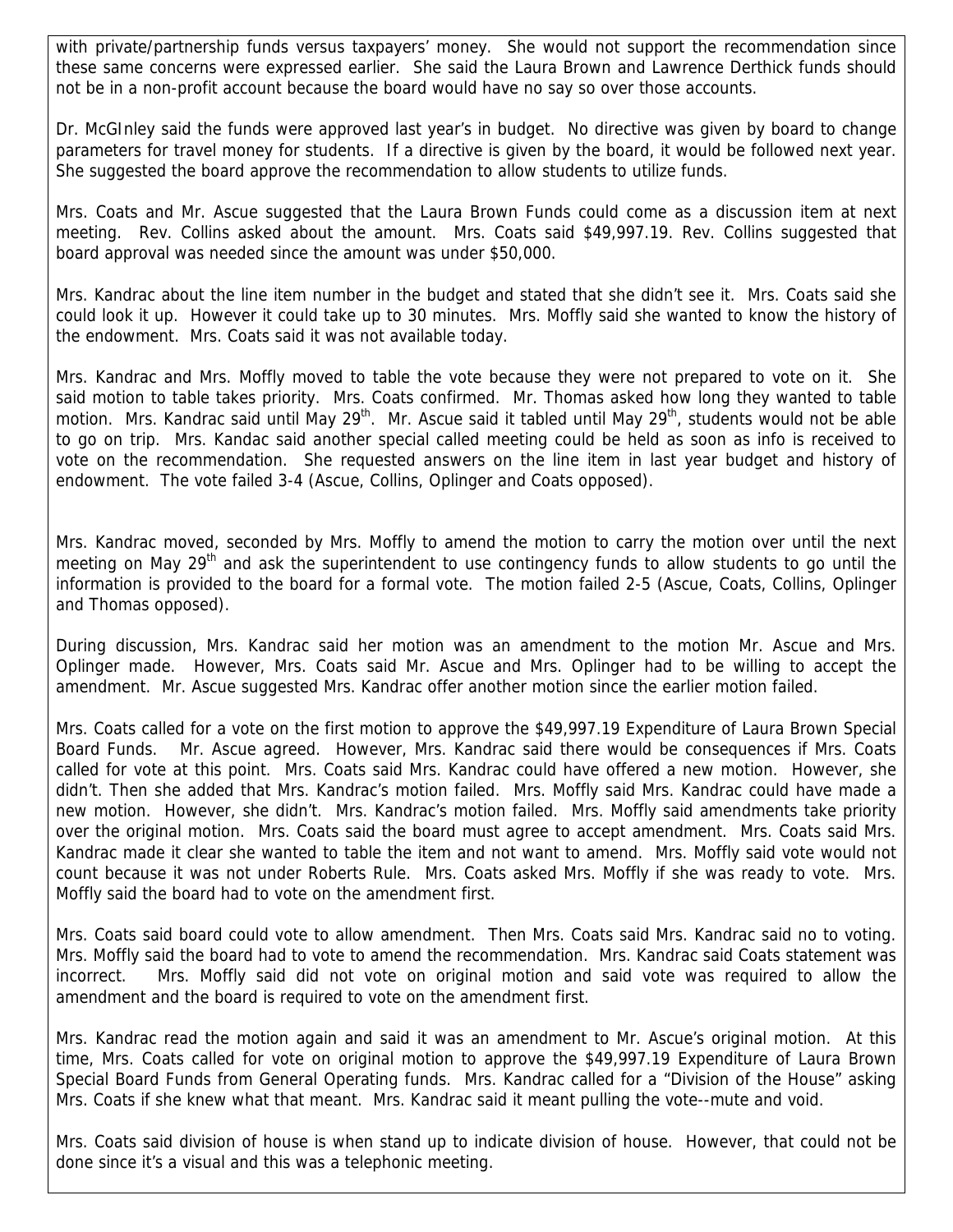with private/partnership funds versus taxpayers' money. She would not support the recommendation since these same concerns were expressed earlier. She said the Laura Brown and Lawrence Derthick funds should not be in a non-profit account because the board would have no say so over those accounts.

Dr. McGInley said the funds were approved last year's in budget. No directive was given by board to change parameters for travel money for students. If a directive is given by the board, it would be followed next year. She suggested the board approve the recommendation to allow students to utilize funds.

Mrs. Coats and Mr. Ascue suggested that the Laura Brown Funds could come as a discussion item at next meeting. Rev. Collins asked about the amount. Mrs. Coats said $49,997.19. Rev. Collins suggested that board approval was needed since the amount was under $50,000.

Mrs. Kandrac about the line item number in the budget and stated that she didn't see it. Mrs. Coats said she could look it up. However it could take up to 30 minutes. Mrs. Moffly said she wanted to know the history of the endowment. Mrs. Coats said it was not available today.

Mrs. Kandrac and Mrs. Moffly moved to table the vote because they were not prepared to vote on it. She said motion to table takes priority. Mrs. Coats confirmed. Mr. Thomas asked how long they wanted to table motion. Mrs. Kandrac said until May 29th. Mr. Ascue said it tabled until May 29th, students would not be able to go on trip. Mrs. Kandac said another special called meeting could be held as soon as info is received to vote on the recommendation. She requested answers on the line item in last year budget and history of endowment. The vote failed 3-4 (Ascue, Collins, Oplinger and Coats opposed).

Mrs. Kandrac moved, seconded by Mrs. Moffly to amend the motion to carry the motion over until the next meeting on May 29th and ask the superintendent to use contingency funds to allow students to go until the information is provided to the board for a formal vote. The motion failed 2-5 (Ascue, Coats, Collins, Oplinger and Thomas opposed).

During discussion, Mrs. Kandrac said her motion was an amendment to the motion Mr. Ascue and Mrs. Oplinger made. However, Mrs. Coats said Mr. Ascue and Mrs. Oplinger had to be willing to accept the amendment. Mr. Ascue suggested Mrs. Kandrac offer another motion since the earlier motion failed.

Mrs. Coats called for a vote on the first motion to approve the $49,997.19 Expenditure of Laura Brown Special Board Funds. Mr. Ascue agreed. However, Mrs. Kandrac said there would be consequences if Mrs. Coats called for vote at this point. Mrs. Coats said Mrs. Kandrac could have offered a new motion. However, she didn't. Then she added that Mrs. Kandrac's motion failed. Mrs. Moffly said Mrs. Kandrac could have made a new motion. However, she didn't. Mrs. Kandrac's motion failed. Mrs. Moffly said amendments take priority over the original motion. Mrs. Coats said the board must agree to accept amendment. Mrs. Coats said Mrs. Kandrac made it clear she wanted to table the item and not want to amend. Mrs. Moffly said vote would not count because it was not under Roberts Rule. Mrs. Coats asked Mrs. Moffly if she was ready to vote. Mrs. Moffly said the board had to vote on the amendment first.

Mrs. Coats said board could vote to allow amendment. Then Mrs. Coats said Mrs. Kandrac said no to voting. Mrs. Moffly said the board had to vote to amend the recommendation. Mrs. Kandrac said Coats statement was incorrect. Mrs. Moffly said did not vote on original motion and said vote was required to allow the amendment and the board is required to vote on the amendment first.

Mrs. Kandrac read the motion again and said it was an amendment to Mr. Ascue's original motion. At this time, Mrs. Coats called for vote on original motion to approve the $49,997.19 Expenditure of Laura Brown Special Board Funds from General Operating funds. Mrs. Kandrac called for a "Division of the House" asking Mrs. Coats if she knew what that meant. Mrs. Kandrac said it meant pulling the vote--mute and void.

Mrs. Coats said division of house is when stand up to indicate division of house. However, that could not be done since it's a visual and this was a telephonic meeting.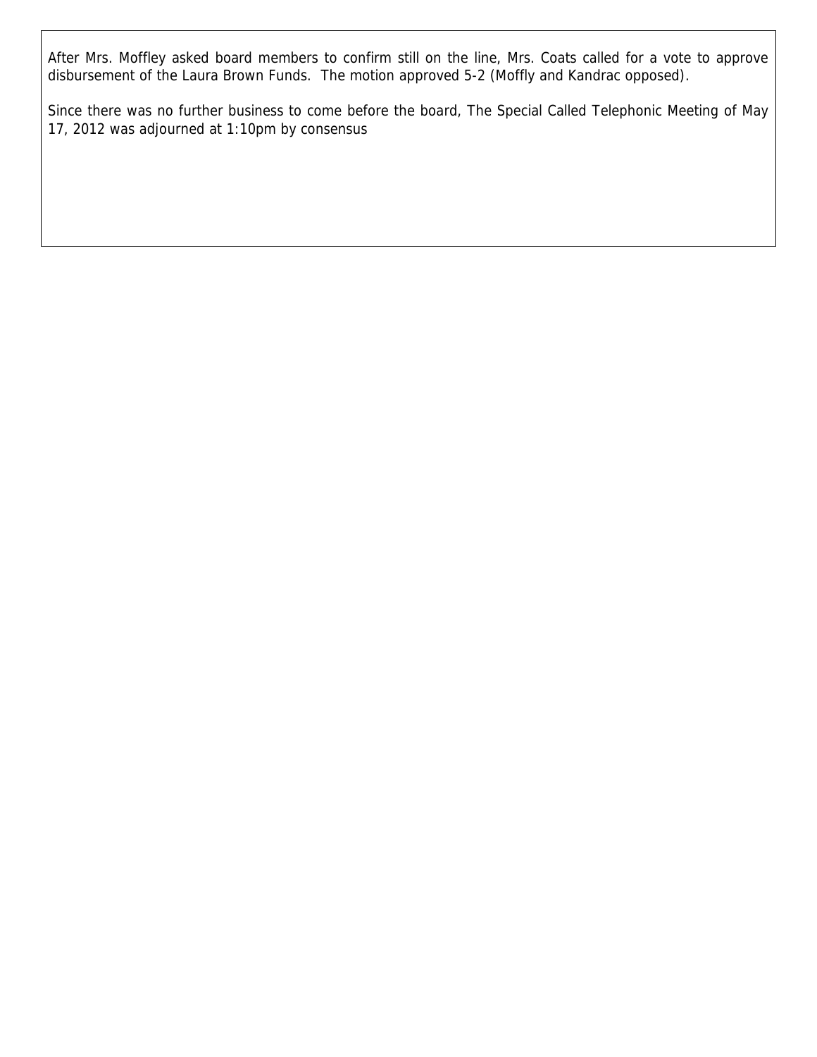After Mrs. Moffley asked board members to confirm still on the line, Mrs. Coats called for a vote to approve disbursement of the Laura Brown Funds. The motion approved 5-2 (Moffly and Kandrac opposed).

Since there was no further business to come before the board, The Special Called Telephonic Meeting of May 17, 2012 was adjourned at 1:10pm by consensus